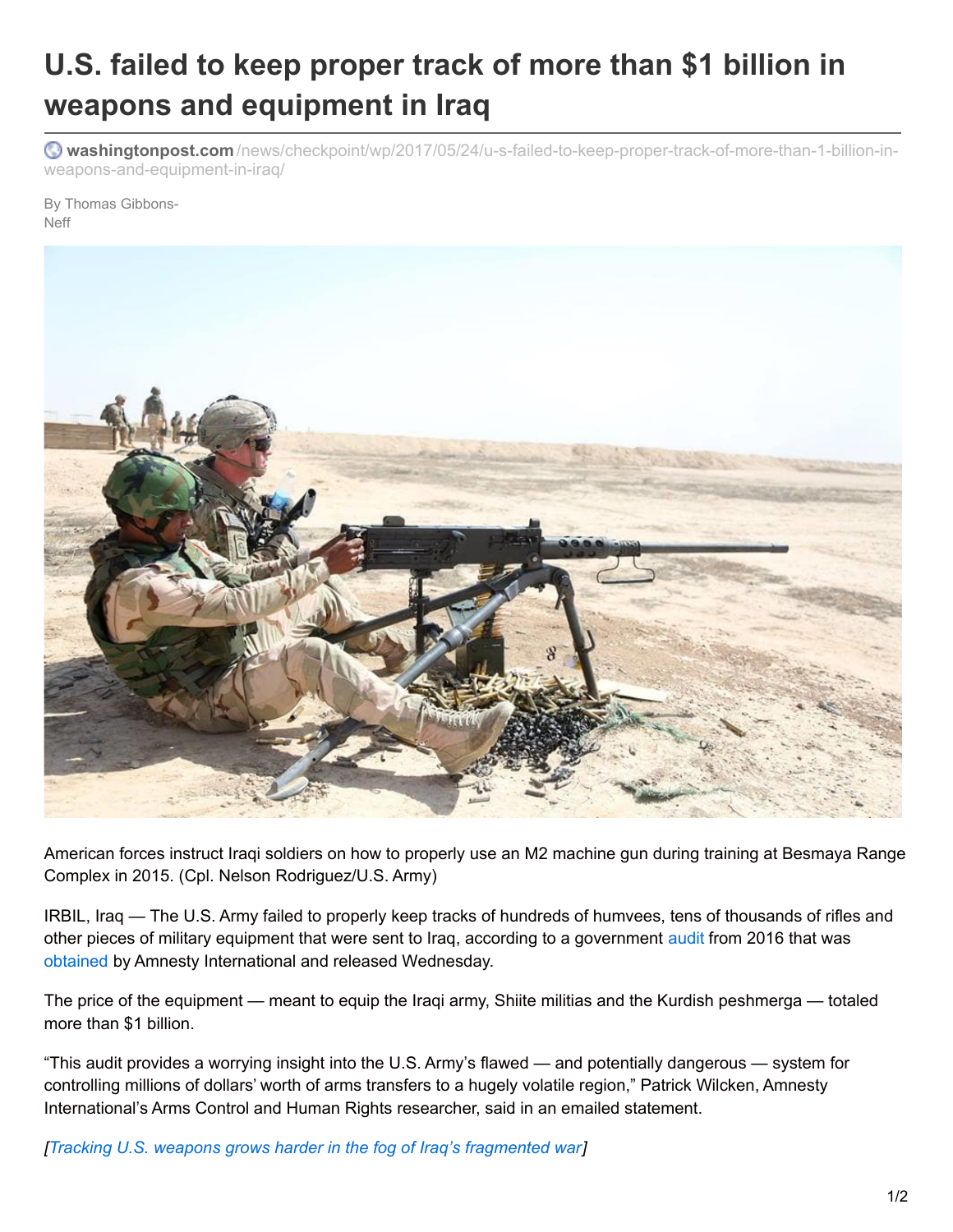# U.S. failed to keep proper track of more than $1 billion in weapons and equipment in Iraq

**washingtonpost.com** /news/checkpoint/wp/2017/05/24/u-s-failed-to-keep-proper-track-of-more-than-1-billion-in-weapons-and-equipment-in-iraq/

By Thomas Gibbons-Neff

American forces instruct Iraqi soldiers on how to properly use an M2 machine gun during training at Besmaya Range Complex in 2015. (Cpl. Nelson Rodriguez/U.S. Army)

IRBIL, Iraq — The U.S. Army failed to properly keep tracks of hundreds of humvees, tens of thousands of rifles and other pieces of military equipment that were sent to Iraq, according to a government audit from 2016 that was obtained by Amnesty International and released Wednesday.

The price of the equipment — meant to equip the Iraqi army, Shiite militias and the Kurdish peshmerga — totaled more than $1 billion.

"This audit provides a worrying insight into the U.S. Army's flawed — and potentially dangerous — system for controlling millions of dollars' worth of arms transfers to a hugely volatile region," Patrick Wilcken, Amnesty International's Arms Control and Human Rights researcher, said in an emailed statement.

*[Tracking U.S. weapons grows harder in the fog of Iraq's fragmented war]*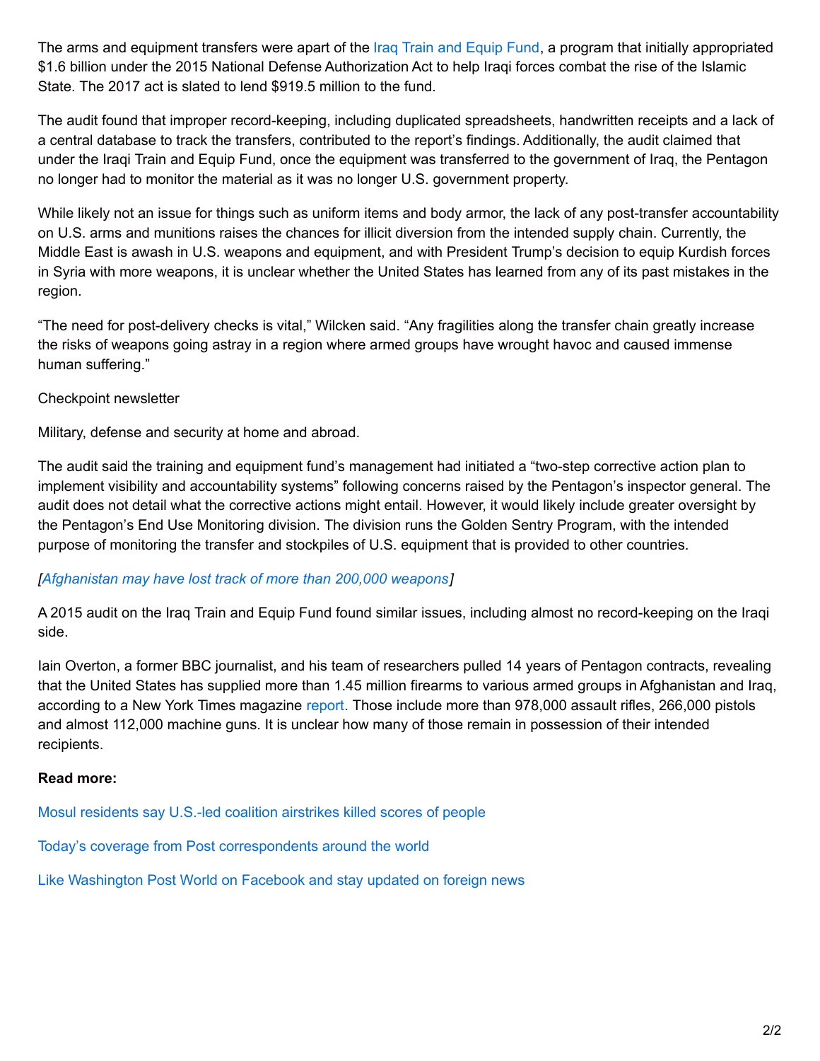The arms and equipment transfers were apart of the Iraq Train and Equip Fund, a program that initially appropriated $1.6 billion under the 2015 National Defense Authorization Act to help Iraqi forces combat the rise of the Islamic State. The 2017 act is slated to lend $919.5 million to the fund.

The audit found that improper record-keeping, including duplicated spreadsheets, handwritten receipts and a lack of a central database to track the transfers, contributed to the report's findings. Additionally, the audit claimed that under the Iraqi Train and Equip Fund, once the equipment was transferred to the government of Iraq, the Pentagon no longer had to monitor the material as it was no longer U.S. government property.

While likely not an issue for things such as uniform items and body armor, the lack of any post-transfer accountability on U.S. arms and munitions raises the chances for illicit diversion from the intended supply chain. Currently, the Middle East is awash in U.S. weapons and equipment, and with President Trump's decision to equip Kurdish forces in Syria with more weapons, it is unclear whether the United States has learned from any of its past mistakes in the region.

"The need for post-delivery checks is vital," Wilcken said. "Any fragilities along the transfer chain greatly increase the risks of weapons going astray in a region where armed groups have wrought havoc and caused immense human suffering."

Checkpoint newsletter

Military, defense and security at home and abroad.

The audit said the training and equipment fund's management had initiated a "two-step corrective action plan to implement visibility and accountability systems" following concerns raised by the Pentagon's inspector general. The audit does not detail what the corrective actions might entail. However, it would likely include greater oversight by the Pentagon's End Use Monitoring division. The division runs the Golden Sentry Program, with the intended purpose of monitoring the transfer and stockpiles of U.S. equipment that is provided to other countries.

*[Afghanistan may have lost track of more than 200,000 weapons]*

A 2015 audit on the Iraq Train and Equip Fund found similar issues, including almost no record-keeping on the Iraqi side.

Iain Overton, a former BBC journalist, and his team of researchers pulled 14 years of Pentagon contracts, revealing that the United States has supplied more than 1.45 million firearms to various armed groups in Afghanistan and Iraq, according to a New York Times magazine report. Those include more than 978,000 assault rifles, 266,000 pistols and almost 112,000 machine guns. It is unclear how many of those remain in possession of their intended recipients.

**Read more:**

Mosul residents say U.S.-led coalition airstrikes killed scores of people

Today's coverage from Post correspondents around the world

Like Washington Post World on Facebook and stay updated on foreign news